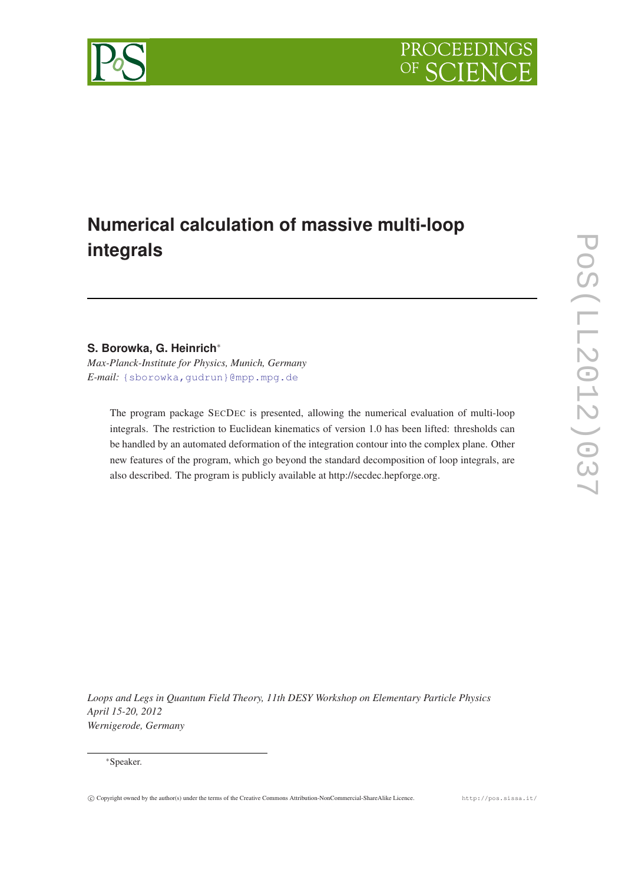# Numerical calculation of massive multi-loop integrals

**S. Borowka, G. Heinrich***

*Max-Planck-Institute for Physics, Munich, Germany*

*E-mail:* {sborowka,gudrun}@mpp.mpg.de

The program package SECDEC is presented, allowing the numerical evaluation of multi-loop integrals. The restriction to Euclidean kinematics of version 1.0 has been lifted: thresholds can be handled by an automated deformation of the integration contour into the complex plane. Other new features of the program, which go beyond the standard decomposition of loop integrals, are also described. The program is publicly available at http://secdec.hepforge.org.

*Loops and Legs in Quantum Field Theory, 11th DESY Workshop on Elementary Particle Physics*
*April 15-20, 2012*
*Wernigerode, Germany*

*Speaker.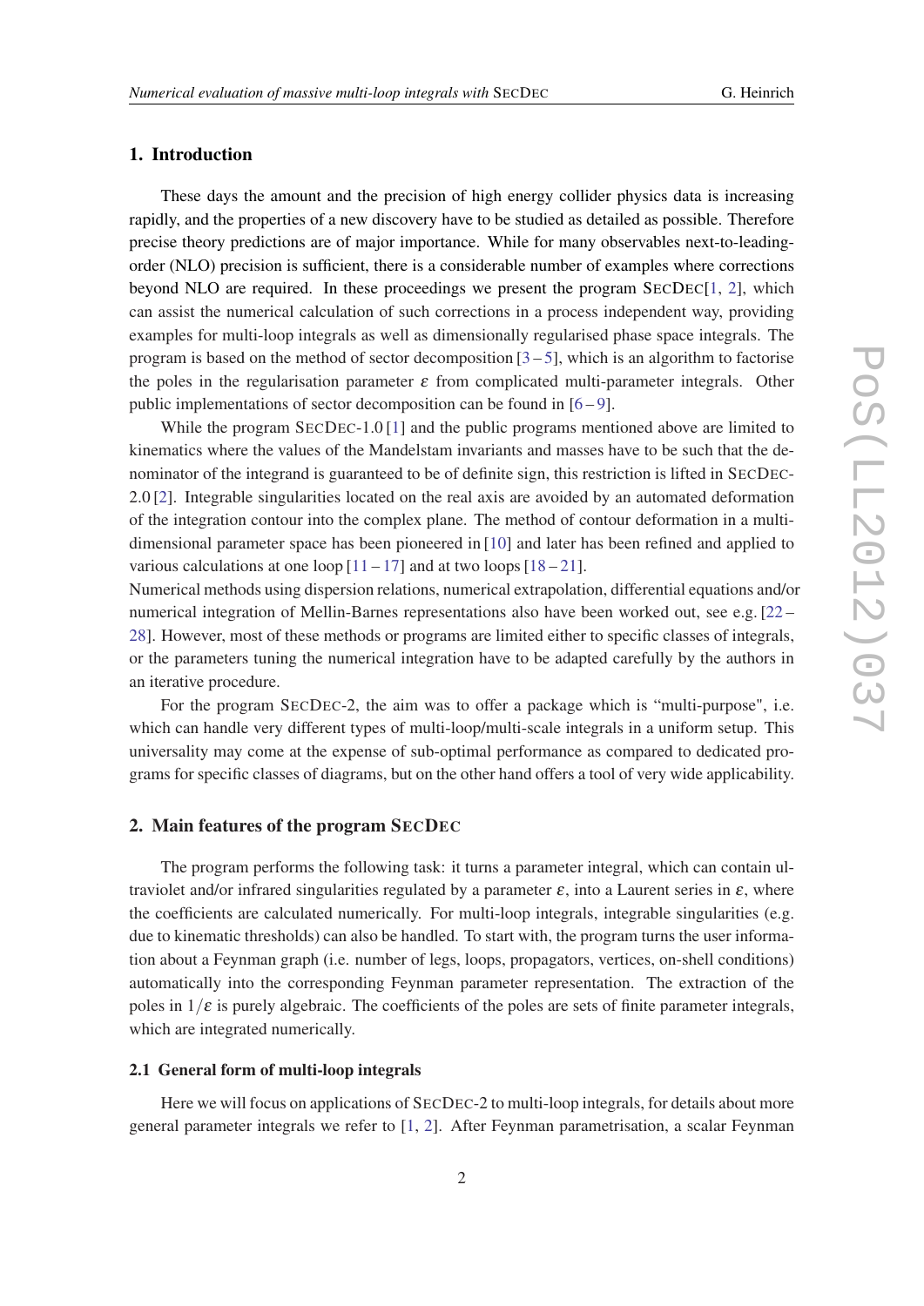## 1. Introduction

These days the amount and the precision of high energy collider physics data is increasing rapidly, and the properties of a new discovery have to be studied as detailed as possible. Therefore precise theory predictions are of major importance. While for many observables next-to-leading-order (NLO) precision is sufficient, there is a considerable number of examples where corrections beyond NLO are required. In these proceedings we present the program SecDec[1, 2], which can assist the numerical calculation of such corrections in a process independent way, providing examples for multi-loop integrals as well as dimensionally regularised phase space integrals. The program is based on the method of sector decomposition [3 – 5], which is an algorithm to factorise the poles in the regularisation parameter $\varepsilon$ from complicated multi-parameter integrals. Other public implementations of sector decomposition can be found in [6 – 9].

While the program SecDec-1.0 [1] and the public programs mentioned above are limited to kinematics where the values of the Mandelstam invariants and masses have to be such that the denominator of the integrand is guaranteed to be of definite sign, this restriction is lifted in SecDec-2.0 [2]. Integrable singularities located on the real axis are avoided by an automated deformation of the integration contour into the complex plane. The method of contour deformation in a multi-dimensional parameter space has been pioneered in [10] and later has been refined and applied to various calculations at one loop [11 – 17] and at two loops [18 – 21].
Numerical methods using dispersion relations, numerical extrapolation, differential equations and/or numerical integration of Mellin-Barnes representations also have been worked out, see e.g. [22 – 28]. However, most of these methods or programs are limited either to specific classes of integrals, or the parameters tuning the numerical integration have to be adapted carefully by the authors in an iterative procedure.

For the program SecDec-2, the aim was to offer a package which is "multi-purpose", i.e. which can handle very different types of multi-loop/multi-scale integrals in a uniform setup. This universality may come at the expense of sub-optimal performance as compared to dedicated programs for specific classes of diagrams, but on the other hand offers a tool of very wide applicability.

## 2. Main features of the program SecDec

The program performs the following task: it turns a parameter integral, which can contain ultraviolet and/or infrared singularities regulated by a parameter $\varepsilon$, into a Laurent series in $\varepsilon$, where the coefficients are calculated numerically. For multi-loop integrals, integrable singularities (e.g. due to kinematic thresholds) can also be handled. To start with, the program turns the user information about a Feynman graph (i.e. number of legs, loops, propagators, vertices, on-shell conditions) automatically into the corresponding Feynman parameter representation. The extraction of the poles in $1/\varepsilon$ is purely algebraic. The coefficients of the poles are sets of finite parameter integrals, which are integrated numerically.

### 2.1 General form of multi-loop integrals

Here we will focus on applications of SecDec-2 to multi-loop integrals, for details about more general parameter integrals we refer to [1, 2]. After Feynman parametrisation, a scalar Feynman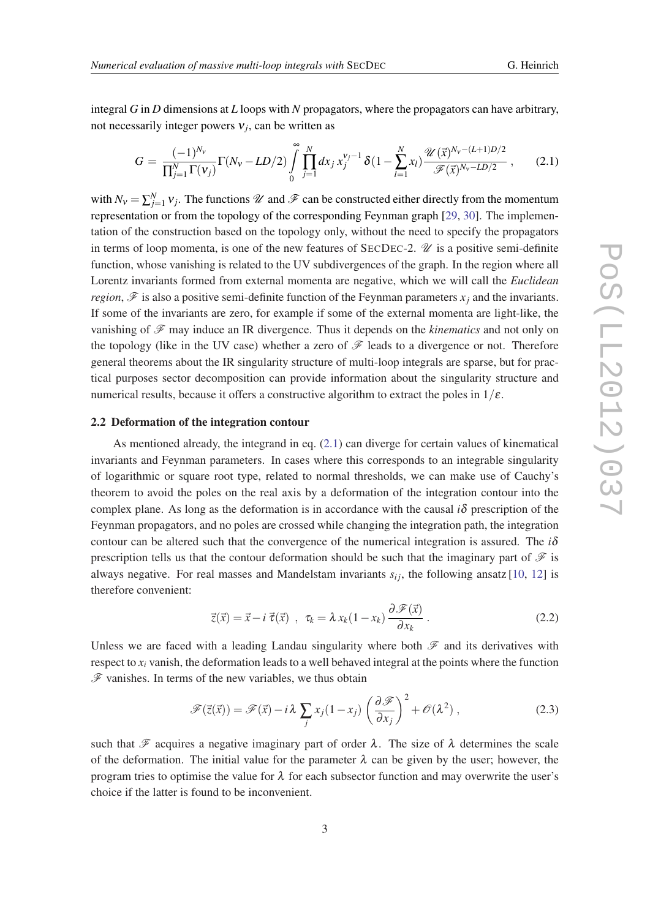integral $G$ in $D$ dimensions at $L$ loops with $N$ propagators, where the propagators can have arbitrary, not necessarily integer powers $\nu_j$, can be written as

$$G = \frac{(-1)^{N_\nu}}{\prod_{j=1}^{N}\Gamma(\nu_j)}\Gamma(N_\nu - LD/2)\int_0^\infty \prod_{j=1}^{N} dx_j\, x_j^{\nu_j-1}\,\delta(1-\sum_{l=1}^{N} x_l)\frac{\mathscr{U}(\vec{x})^{N_\nu-(L+1)D/2}}{\mathscr{F}(\vec{x})^{N_\nu-LD/2}}\,, \tag{2.1}$$

with $N_\nu = \sum_{j=1}^{N}\nu_j$. The functions $\mathscr{U}$ and $\mathscr{F}$ can be constructed either directly from the momentum representation or from the topology of the corresponding Feynman graph [29, 30]. The implementation of the construction based on the topology only, without the need to specify the propagators in terms of loop momenta, is one of the new features of SecDec-2. $\mathscr{U}$ is a positive semi-definite function, whose vanishing is related to the UV subdivergences of the graph. In the region where all Lorentz invariants formed from external momenta are negative, which we will call the *Euclidean region*, $\mathscr{F}$ is also a positive semi-definite function of the Feynman parameters $x_j$ and the invariants. If some of the invariants are zero, for example if some of the external momenta are light-like, the vanishing of $\mathscr{F}$ may induce an IR divergence. Thus it depends on the *kinematics* and not only on the topology (like in the UV case) whether a zero of $\mathscr{F}$ leads to a divergence or not. Therefore general theorems about the IR singularity structure of multi-loop integrals are sparse, but for practical purposes sector decomposition can provide information about the singularity structure and numerical results, because it offers a constructive algorithm to extract the poles in $1/\varepsilon$.

### 2.2 Deformation of the integration contour

As mentioned already, the integrand in eq. (2.1) can diverge for certain values of kinematical invariants and Feynman parameters. In cases where this corresponds to an integrable singularity of logarithmic or square root type, related to normal thresholds, we can make use of Cauchy's theorem to avoid the poles on the real axis by a deformation of the integration contour into the complex plane. As long as the deformation is in accordance with the causal $i\delta$ prescription of the Feynman propagators, and no poles are crossed while changing the integration path, the integration contour can be altered such that the convergence of the numerical integration is assured. The $i\delta$ prescription tells us that the contour deformation should be such that the imaginary part of $\mathscr{F}$ is always negative. For real masses and Mandelstam invariants $s_{ij}$, the following ansatz [10, 12] is therefore convenient:

$$\vec{z}(\vec{x}) = \vec{x} - i\,\vec{\tau}(\vec{x})\;\;,\;\; \tau_k = \lambda\, x_k(1-x_k)\,\frac{\partial \mathscr{F}(\vec{x})}{\partial x_k}\,. \tag{2.2}$$

Unless we are faced with a leading Landau singularity where both $\mathscr{F}$ and its derivatives with respect to $x_i$ vanish, the deformation leads to a well behaved integral at the points where the function $\mathscr{F}$ vanishes. In terms of the new variables, we thus obtain

$$\mathscr{F}(\vec{z}(\vec{x})) = \mathscr{F}(\vec{x}) - i\lambda\sum_j x_j(1-x_j)\left(\frac{\partial\mathscr{F}}{\partial x_j}\right)^2 + \mathscr{O}(\lambda^2)\,, \tag{2.3}$$

such that $\mathscr{F}$ acquires a negative imaginary part of order $\lambda$. The size of $\lambda$ determines the scale of the deformation. The initial value for the parameter $\lambda$ can be given by the user; however, the program tries to optimise the value for $\lambda$ for each subsector function and may overwrite the user's choice if the latter is found to be inconvenient.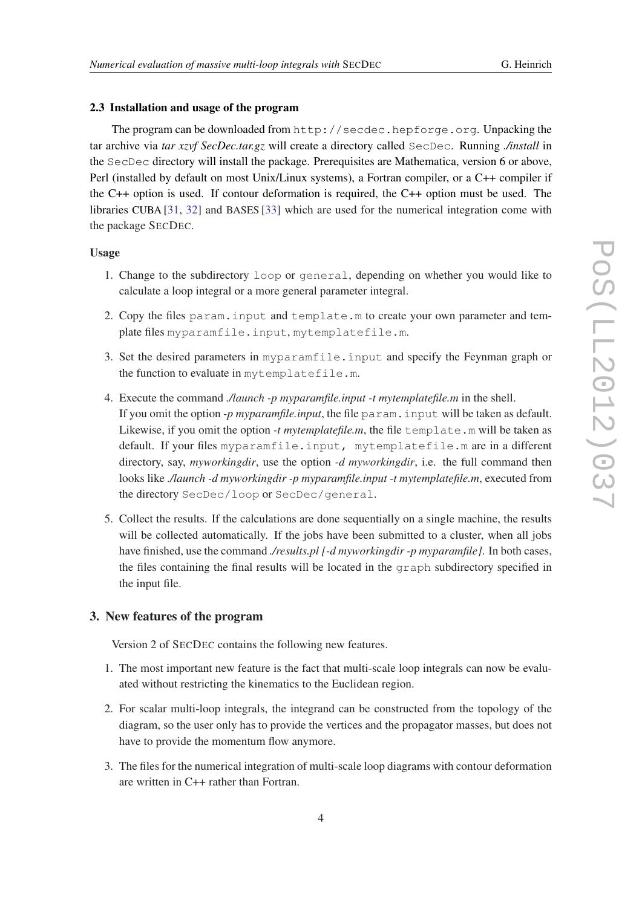### 2.3 Installation and usage of the program

The program can be downloaded from `http://secdec.hepforge.org`. Unpacking the tar archive via *tar xzvf SecDec.tar.gz* will create a directory called `SecDec`. Running *./install* in the `SecDec` directory will install the package. Prerequisites are Mathematica, version 6 or above, Perl (installed by default on most Unix/Linux systems), a Fortran compiler, or a C++ compiler if the C++ option is used. If contour deformation is required, the C++ option must be used. The libraries CUBA [31, 32] and BASES [33] which are used for the numerical integration come with the package SECDEC.

#### Usage

1. Change to the subdirectory `loop` or `general`, depending on whether you would like to calculate a loop integral or a more general parameter integral.
2. Copy the files `param.input` and `template.m` to create your own parameter and template files `myparamfile.input`, `mytemplatefile.m`.
3. Set the desired parameters in `myparamfile.input` and specify the Feynman graph or the function to evaluate in `mytemplatefile.m`.
4. Execute the command *./launch -p myparamfile.input -t mytemplatefile.m* in the shell.
   If you omit the option *-p myparamfile.input*, the file `param.input` will be taken as default. Likewise, if you omit the option *-t mytemplatefile.m*, the file `template.m` will be taken as default. If your files `myparamfile.input, mytemplatefile.m` are in a different directory, say, *myworkingdir*, use the option *-d myworkingdir*, i.e. the full command then looks like *./launch -d myworkingdir -p myparamfile.input -t mytemplatefile.m*, executed from the directory `SecDec/loop` or `SecDec/general`.
5. Collect the results. If the calculations are done sequentially on a single machine, the results will be collected automatically. If the jobs have been submitted to a cluster, when all jobs have finished, use the command *./results.pl [-d myworkingdir -p myparamfile]*. In both cases, the files containing the final results will be located in the `graph` subdirectory specified in the input file.

## 3. New features of the program

Version 2 of SECDEC contains the following new features.

1. The most important new feature is the fact that multi-scale loop integrals can now be evaluated without restricting the kinematics to the Euclidean region.
2. For scalar multi-loop integrals, the integrand can be constructed from the topology of the diagram, so the user only has to provide the vertices and the propagator masses, but does not have to provide the momentum flow anymore.
3. The files for the numerical integration of multi-scale loop diagrams with contour deformation are written in C++ rather than Fortran.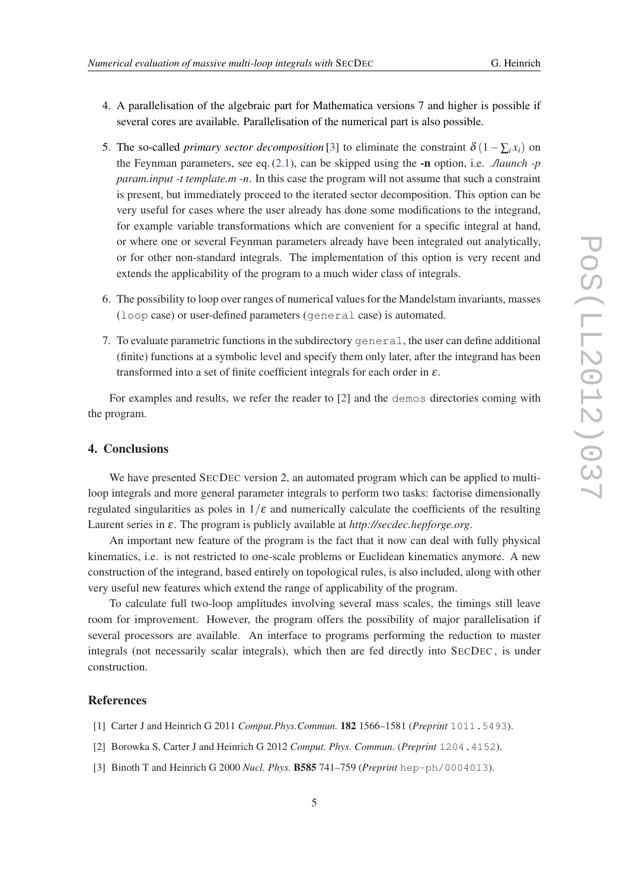4. A parallelisation of the algebraic part for Mathematica versions 7 and higher is possible if several cores are available. Parallelisation of the numerical part is also possible.

5. The so-called *primary sector decomposition* [3] to eliminate the constraint $\delta(1-\sum_i x_i)$ on the Feynman parameters, see eq. (2.1), can be skipped using the **-n** option, i.e. *./launch -p param.input -t template.m -n*. In this case the program will not assume that such a constraint is present, but immediately proceed to the iterated sector decomposition. This option can be very useful for cases where the user already has done some modifications to the integrand, for example variable transformations which are convenient for a specific integral at hand, or where one or several Feynman parameters already have been integrated out analytically, or for other non-standard integrals. The implementation of this option is very recent and extends the applicability of the program to a much wider class of integrals.

6. The possibility to loop over ranges of numerical values for the Mandelstam invariants, masses (`loop` case) or user-defined parameters (`general` case) is automated.

7. To evaluate parametric functions in the subdirectory `general`, the user can define additional (finite) functions at a symbolic level and specify them only later, after the integrand has been transformed into a set of finite coefficient integrals for each order in $\varepsilon$.

For examples and results, we refer the reader to [2] and the `demos` directories coming with the program.

## 4. Conclusions

We have presented SecDec version 2, an automated program which can be applied to multi-loop integrals and more general parameter integrals to perform two tasks: factorise dimensionally regulated singularities as poles in $1/\varepsilon$ and numerically calculate the coefficients of the resulting Laurent series in $\varepsilon$. The program is publicly available at *http://secdec.hepforge.org*.

An important new feature of the program is the fact that it now can deal with fully physical kinematics, i.e. is not restricted to one-scale problems or Euclidean kinematics anymore. A new construction of the integrand, based entirely on topological rules, is also included, along with other very useful new features which extend the range of applicability of the program.

To calculate full two-loop amplitudes involving several mass scales, the timings still leave room for improvement. However, the program offers the possibility of major parallelisation if several processors are available. An interface to programs performing the reduction to master integrals (not necessarily scalar integrals), which then are fed directly into SecDec , is under construction.

## References

[1] Carter J and Heinrich G 2011 *Comput.Phys.Commun.* **182** 1566–1581 (*Preprint* `1011.5493`).

[2] Borowka S, Carter J and Heinrich G 2012 *Comput. Phys. Commun.* (*Preprint* `1204.4152`).

[3] Binoth T and Heinrich G 2000 *Nucl. Phys.* **B585** 741–759 (*Preprint* `hep-ph/0004013`).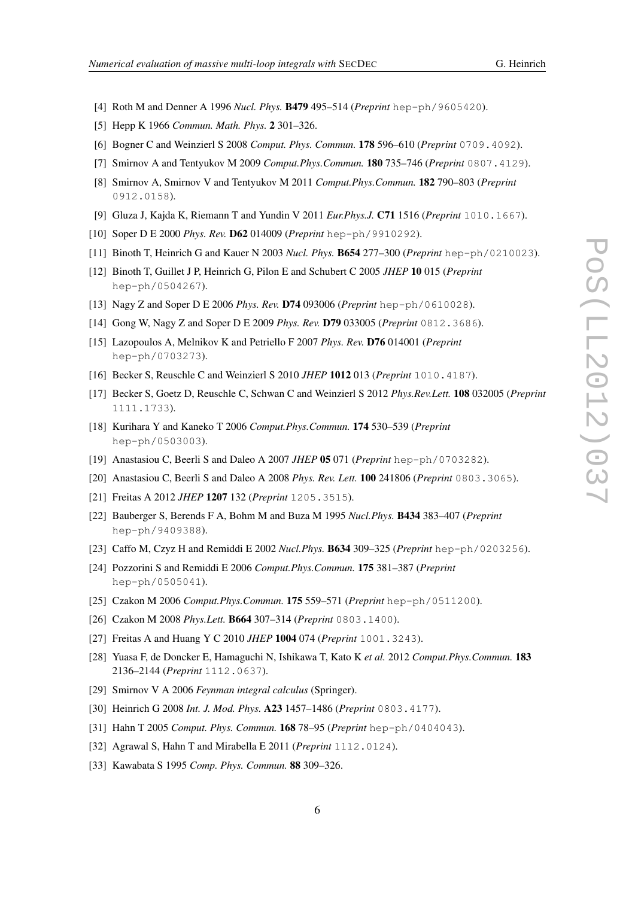[4] Roth M and Denner A 1996 *Nucl. Phys.* **B479** 495–514 (*Preprint* hep-ph/9605420).

[5] Hepp K 1966 *Commun. Math. Phys.* **2** 301–326.

[6] Bogner C and Weinzierl S 2008 *Comput. Phys. Commun.* **178** 596–610 (*Preprint* 0709.4092).

[7] Smirnov A and Tentyukov M 2009 *Comput.Phys.Commun.* **180** 735–746 (*Preprint* 0807.4129).

[8] Smirnov A, Smirnov V and Tentyukov M 2011 *Comput.Phys.Commun.* **182** 790–803 (*Preprint* 0912.0158).

[9] Gluza J, Kajda K, Riemann T and Yundin V 2011 *Eur.Phys.J.* **C71** 1516 (*Preprint* 1010.1667).

[10] Soper D E 2000 *Phys. Rev.* **D62** 014009 (*Preprint* hep-ph/9910292).

[11] Binoth T, Heinrich G and Kauer N 2003 *Nucl. Phys.* **B654** 277–300 (*Preprint* hep-ph/0210023).

[12] Binoth T, Guillet J P, Heinrich G, Pilon E and Schubert C 2005 *JHEP* **10** 015 (*Preprint* hep-ph/0504267).

[13] Nagy Z and Soper D E 2006 *Phys. Rev.* **D74** 093006 (*Preprint* hep-ph/0610028).

[14] Gong W, Nagy Z and Soper D E 2009 *Phys. Rev.* **D79** 033005 (*Preprint* 0812.3686).

[15] Lazopoulos A, Melnikov K and Petriello F 2007 *Phys. Rev.* **D76** 014001 (*Preprint* hep-ph/0703273).

[16] Becker S, Reuschle C and Weinzierl S 2010 *JHEP* **1012** 013 (*Preprint* 1010.4187).

[17] Becker S, Goetz D, Reuschle C, Schwan C and Weinzierl S 2012 *Phys.Rev.Lett.* **108** 032005 (*Preprint* 1111.1733).

[18] Kurihara Y and Kaneko T 2006 *Comput.Phys.Commun.* **174** 530–539 (*Preprint* hep-ph/0503003).

[19] Anastasiou C, Beerli S and Daleo A 2007 *JHEP* **05** 071 (*Preprint* hep-ph/0703282).

[20] Anastasiou C, Beerli S and Daleo A 2008 *Phys. Rev. Lett.* **100** 241806 (*Preprint* 0803.3065).

[21] Freitas A 2012 *JHEP* **1207** 132 (*Preprint* 1205.3515).

[22] Bauberger S, Berends F A, Bohm M and Buza M 1995 *Nucl.Phys.* **B434** 383–407 (*Preprint* hep-ph/9409388).

[23] Caffo M, Czyz H and Remiddi E 2002 *Nucl.Phys.* **B634** 309–325 (*Preprint* hep-ph/0203256).

[24] Pozzorini S and Remiddi E 2006 *Comput.Phys.Commun.* **175** 381–387 (*Preprint* hep-ph/0505041).

[25] Czakon M 2006 *Comput.Phys.Commun.* **175** 559–571 (*Preprint* hep-ph/0511200).

[26] Czakon M 2008 *Phys.Lett.* **B664** 307–314 (*Preprint* 0803.1400).

[27] Freitas A and Huang Y C 2010 *JHEP* **1004** 074 (*Preprint* 1001.3243).

[28] Yuasa F, de Doncker E, Hamaguchi N, Ishikawa T, Kato K *et al.* 2012 *Comput.Phys.Commun.* **183** 2136–2144 (*Preprint* 1112.0637).

[29] Smirnov V A 2006 *Feynman integral calculus* (Springer).

[30] Heinrich G 2008 *Int. J. Mod. Phys.* **A23** 1457–1486 (*Preprint* 0803.4177).

[31] Hahn T 2005 *Comput. Phys. Commun.* **168** 78–95 (*Preprint* hep-ph/0404043).

[32] Agrawal S, Hahn T and Mirabella E 2011 (*Preprint* 1112.0124).

[33] Kawabata S 1995 *Comp. Phys. Commun.* **88** 309–326.